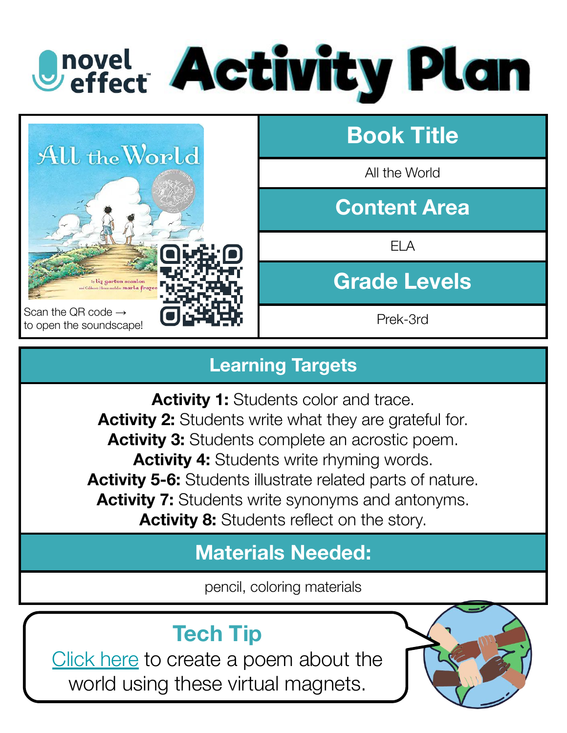# novel effect Activity Plan

Scan the QR code → to open the soundscape!

| Book Title |
| --- |
| All the World |
| **Content Area** |
| ELA |
| **Grade Levels** |
| Prek-3rd |

## Learning Targets

**Activity 1:** Students color and trace.
**Activity 2:** Students write what they are grateful for.
**Activity 3:** Students complete an acrostic poem.
**Activity 4:** Students write rhyming words.
**Activity 5-6:** Students illustrate related parts of nature.
**Activity 7:** Students write synonyms and antonyms.
**Activity 8:** Students reflect on the story.

## Materials Needed:

pencil, coloring materials

## Tech Tip

Click here to create a poem about the world using these virtual magnets.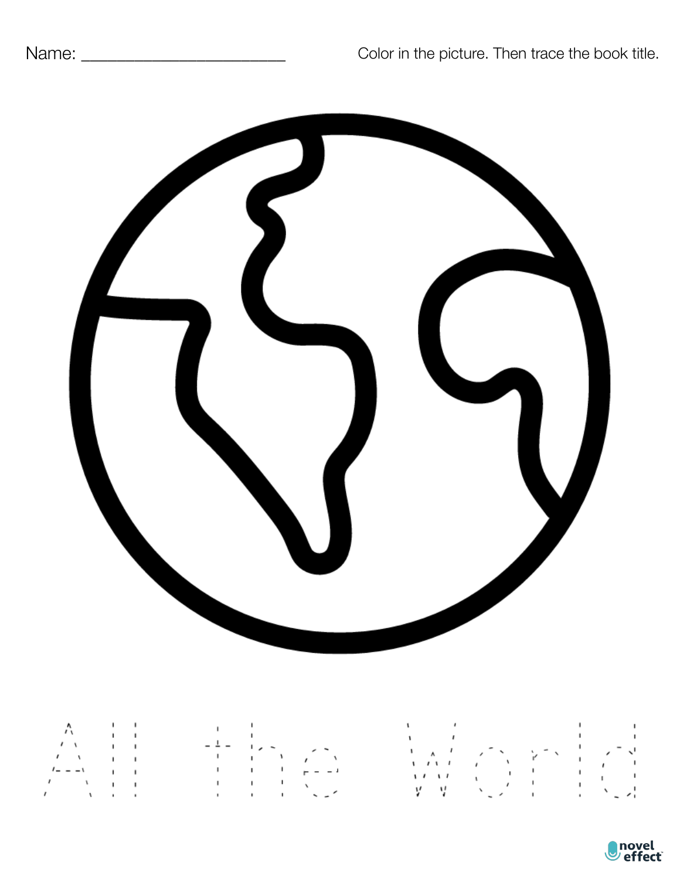Name: ______________________ Color in the picture. Then trace the book title.

All the World

novel effect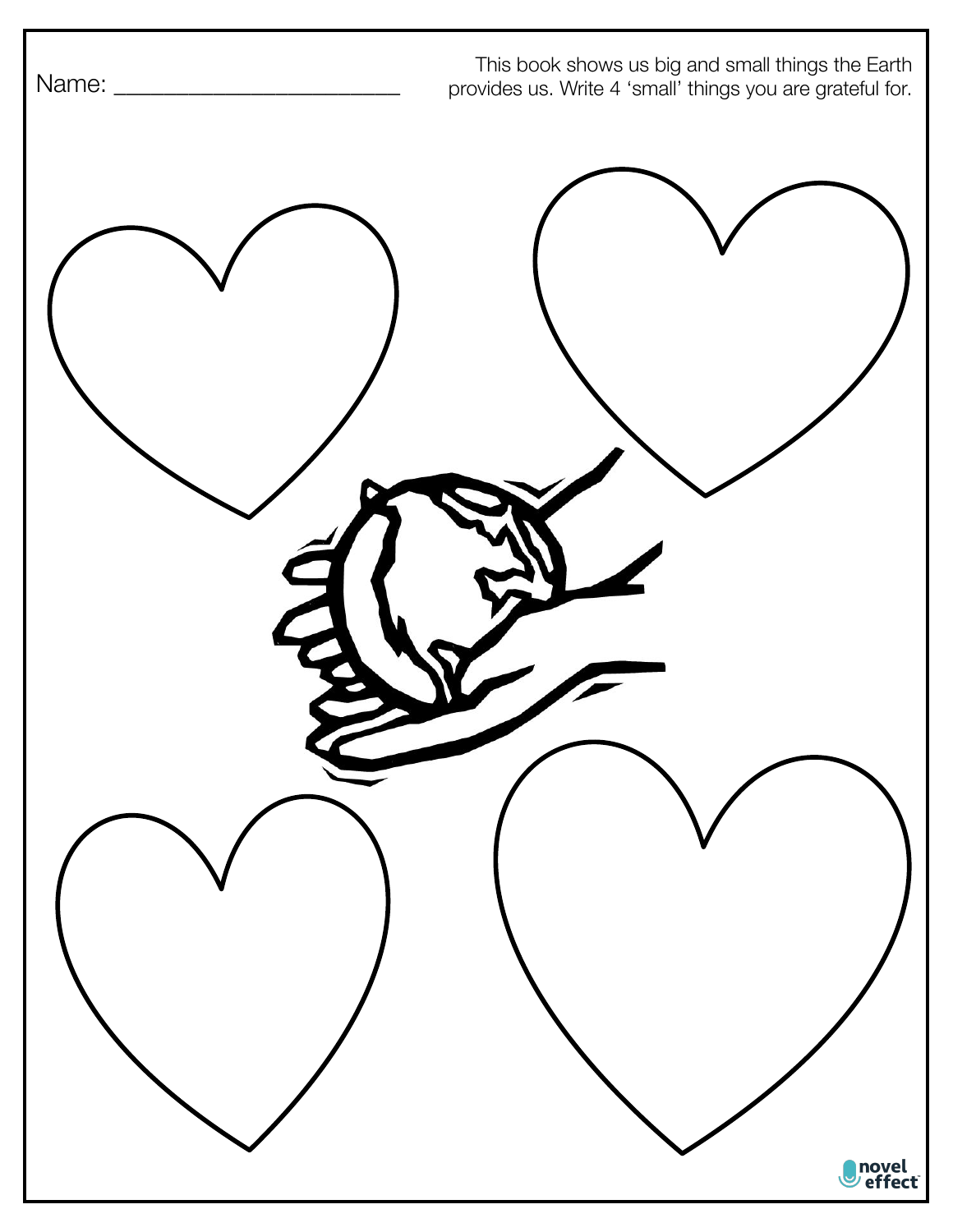Name: ________________________

This book shows us big and small things the Earth provides us. Write 4 'small' things you are grateful for.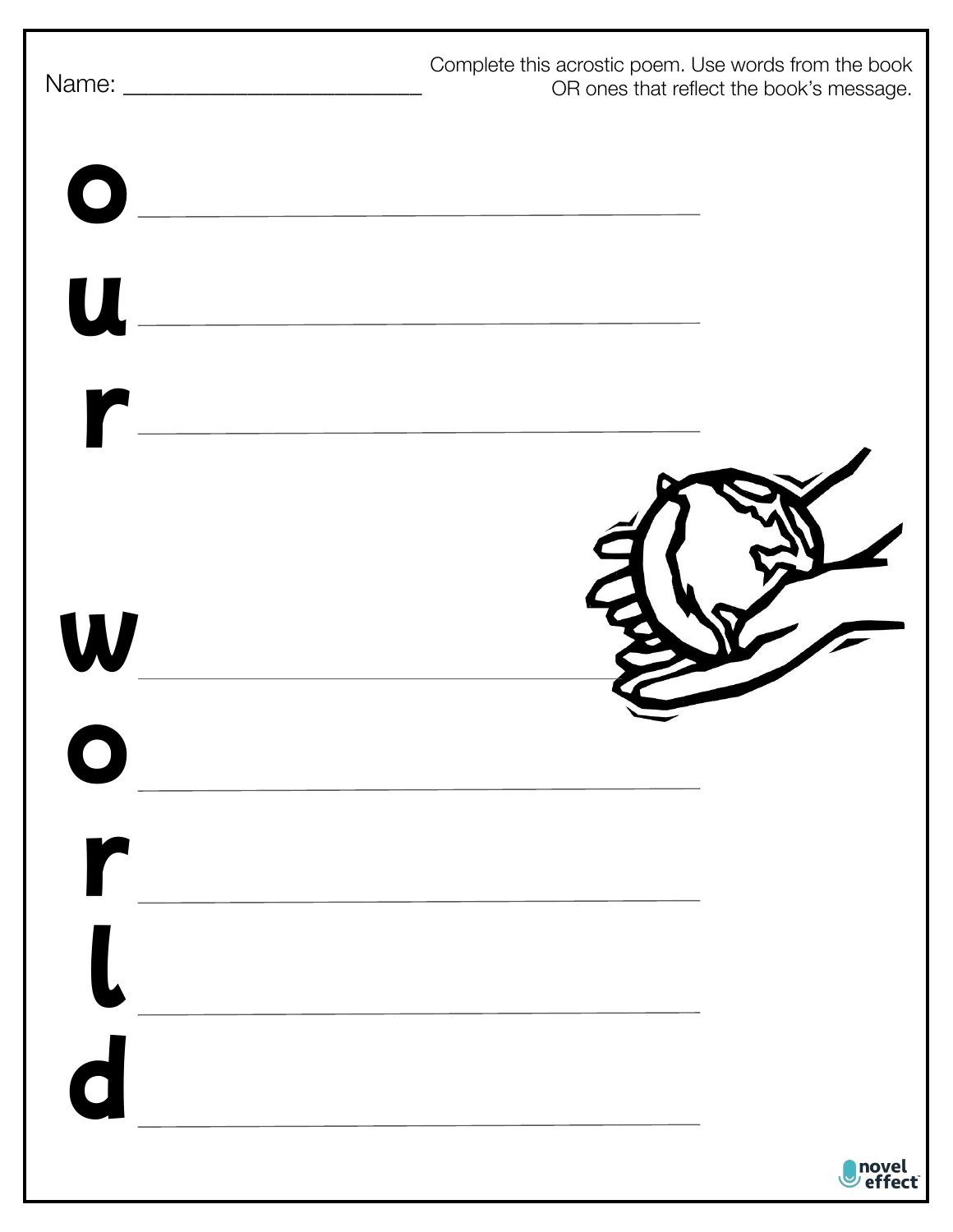Name: ______________________

Complete this acrostic poem. Use words from the book OR ones that reflect the book's message.

o ______________________________

u ______________________________

r ______________________________

w ______________________________

o ______________________________

r ______________________________

l ______________________________

d ______________________________

novel effect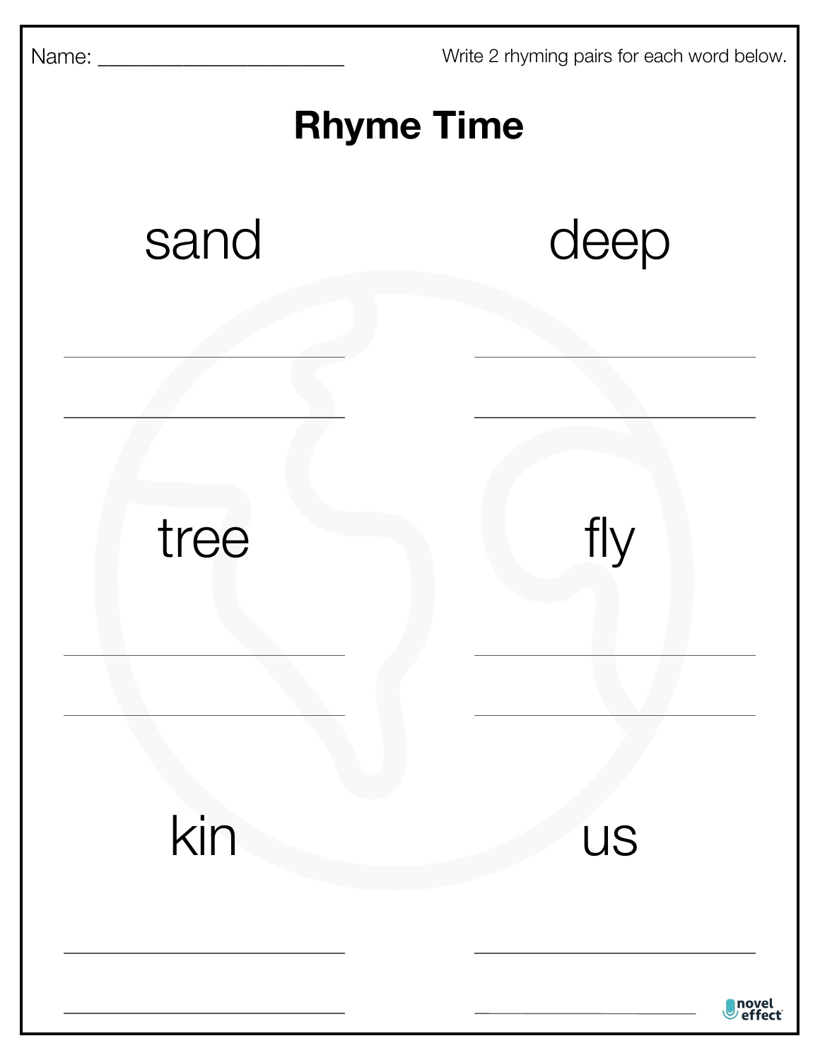Name: ______________________

Write 2 rhyming pairs for each word below.

# Rhyme Time

sand

______________________

______________________

deep

______________________

______________________

tree

______________________

______________________

fly

______________________

______________________

kin

______________________

______________________

us

______________________

______________________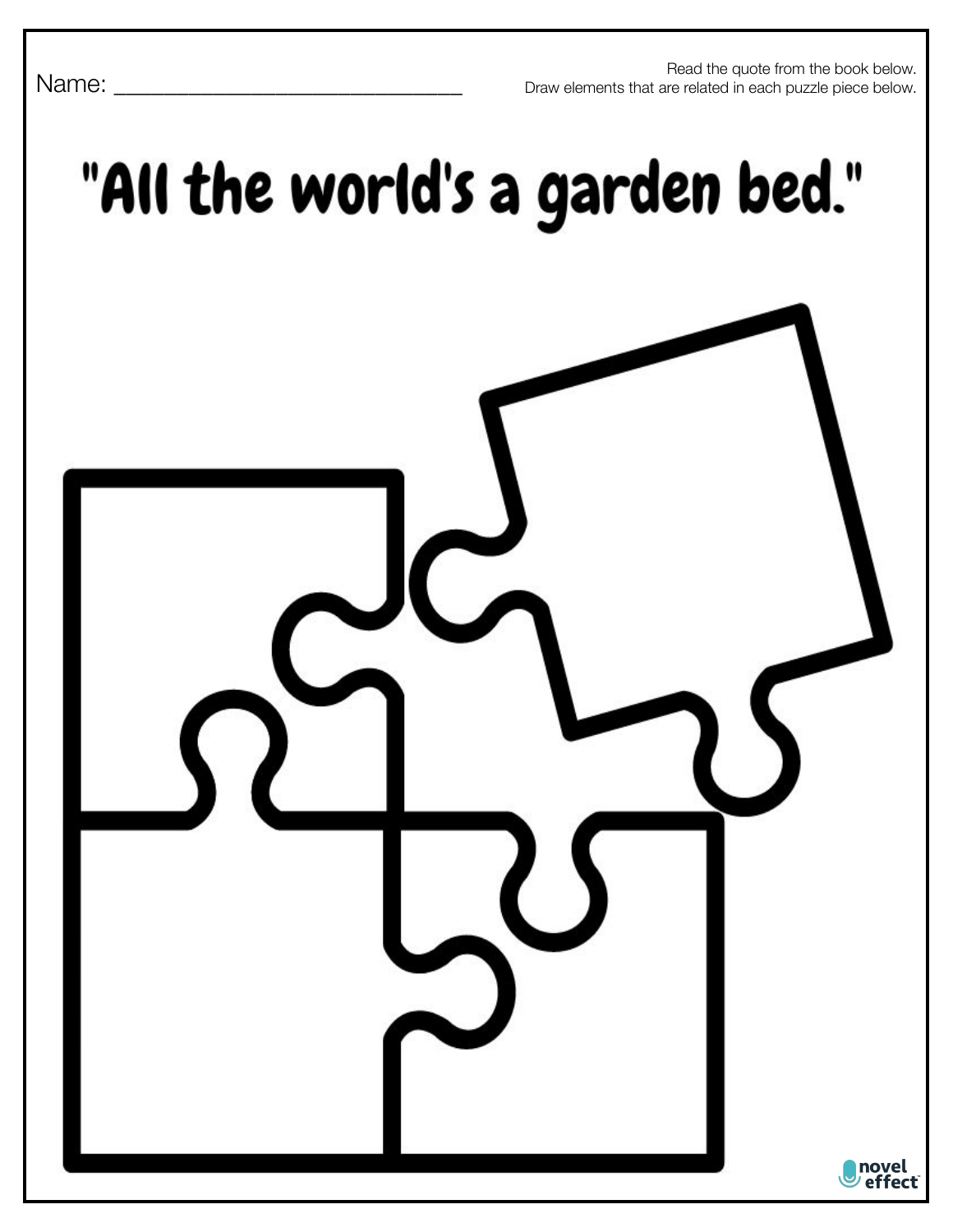Name: ______________________________

Read the quote from the book below.
Draw elements that are related in each puzzle piece below.

# "All the world's a garden bed."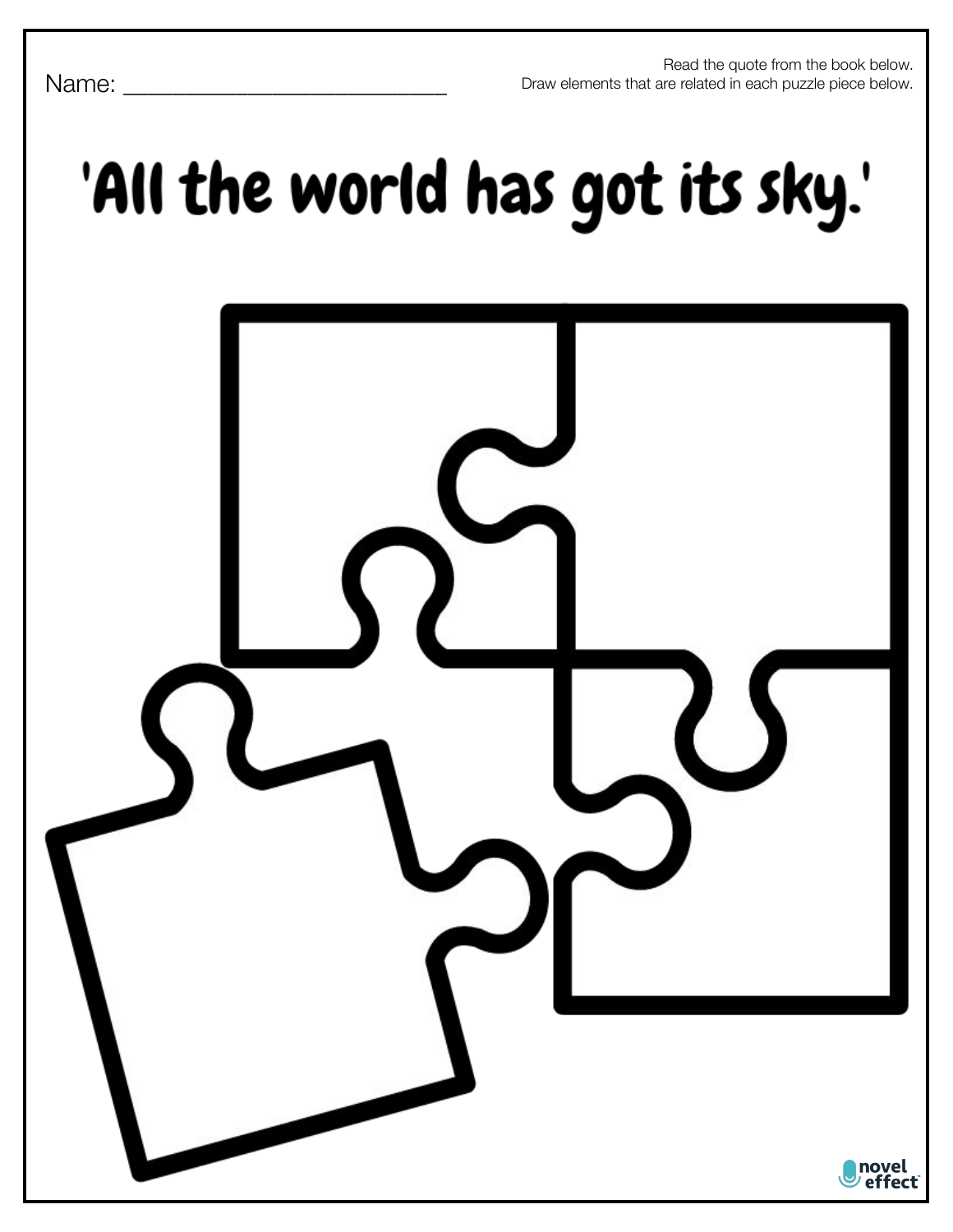Name: ___________________________

Read the quote from the book below.
Draw elements that are related in each puzzle piece below.

# 'All the world has got its sky.'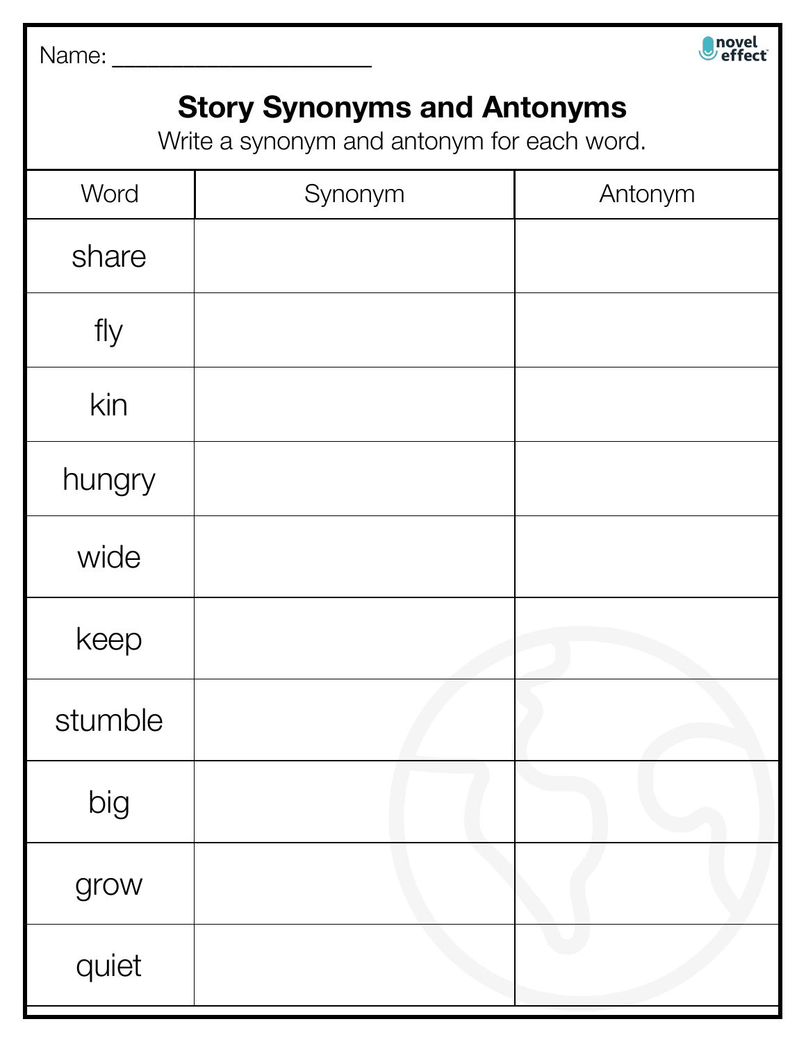Name: ____________________

novel effect

# Story Synonyms and Antonyms

Write a synonym and antonym for each word.

| Word | Synonym | Antonym |
|---|---|---|
| share | | |
| fly | | |
| kin | | |
| hungry | | |
| wide | | |
| keep | | |
| stumble | | |
| big | | |
| grow | | |
| quiet | | |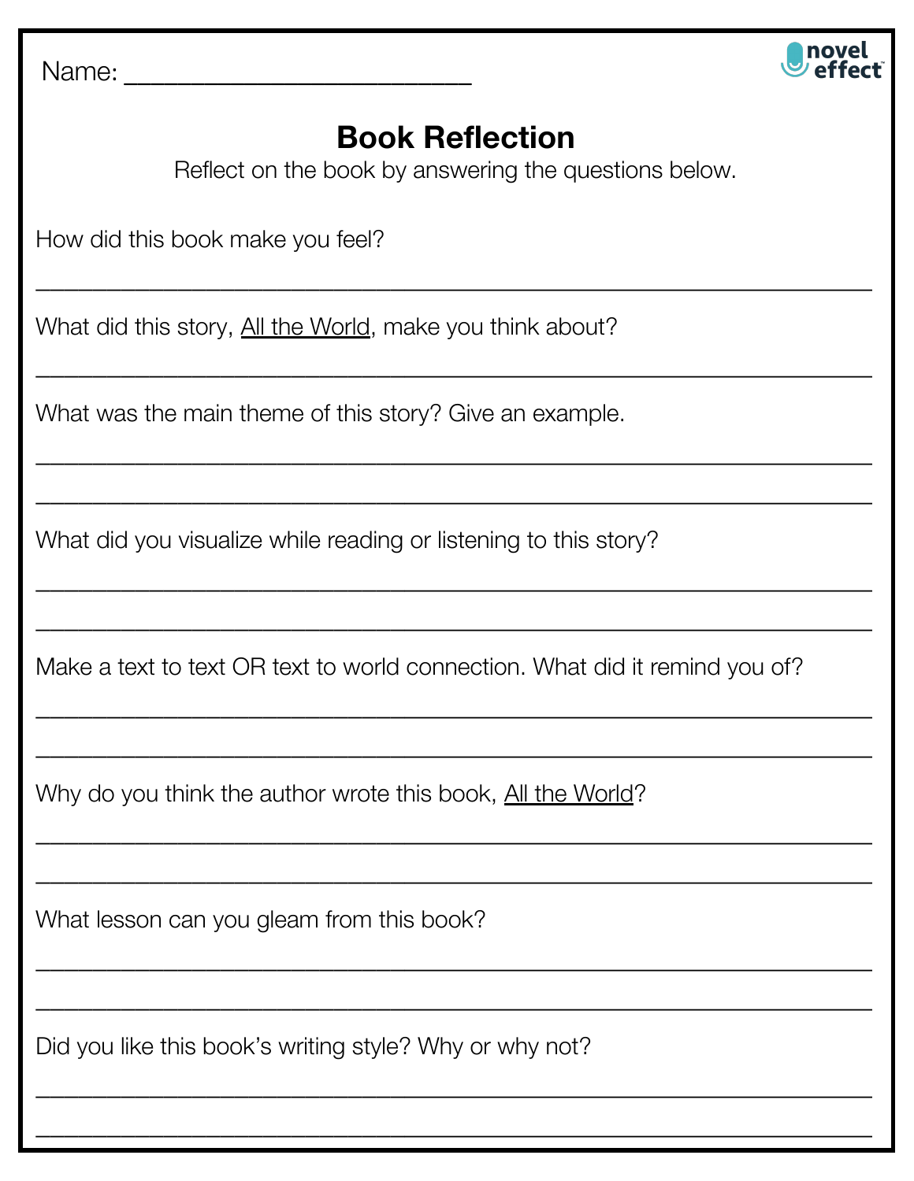Name: ______________________

novel effect

# Book Reflection

Reflect on the book by answering the questions below.

How did this book make you feel?

______________________________________________________________________

What did this story, All the World, make you think about?

______________________________________________________________________

What was the main theme of this story? Give an example.

______________________________________________________________________

______________________________________________________________________

What did you visualize while reading or listening to this story?

______________________________________________________________________

______________________________________________________________________

Make a text to text OR text to world connection. What did it remind you of?

______________________________________________________________________

______________________________________________________________________

Why do you think the author wrote this book, All the World?

______________________________________________________________________

______________________________________________________________________

What lesson can you gleam from this book?

______________________________________________________________________

______________________________________________________________________

Did you like this book's writing style? Why or why not?

______________________________________________________________________

______________________________________________________________________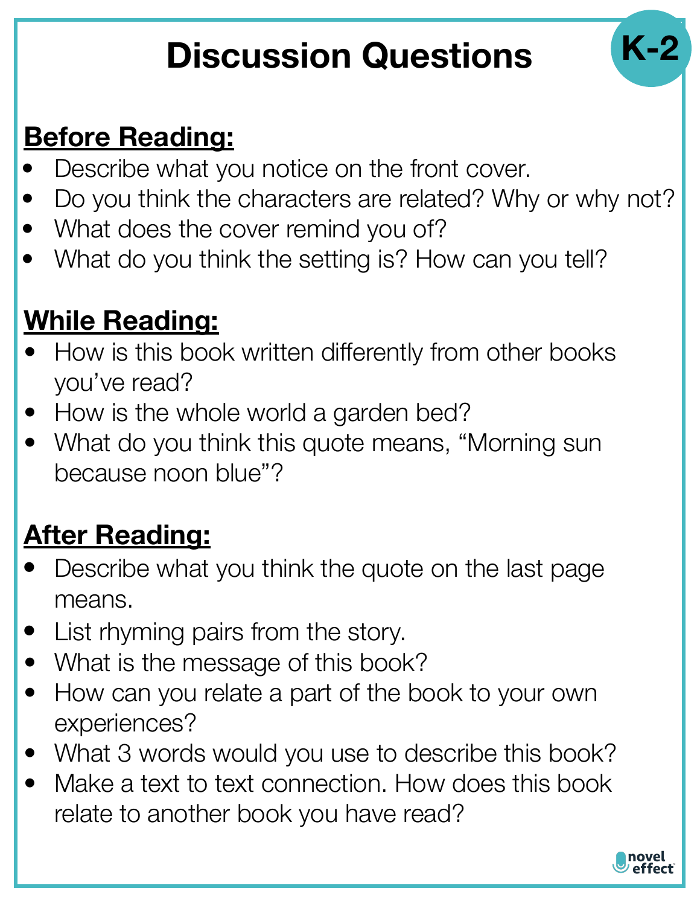# Discussion Questions

K-2

**Before Reading:**

- Describe what you notice on the front cover.
- Do you think the characters are related? Why or why not?
- What does the cover remind you of?
- What do you think the setting is? How can you tell?

**While Reading:**

- How is this book written differently from other books you've read?
- How is the whole world a garden bed?
- What do you think this quote means, "Morning sun because noon blue"?

**After Reading:**

- Describe what you think the quote on the last page means.
- List rhyming pairs from the story.
- What is the message of this book?
- How can you relate a part of the book to your own experiences?
- What 3 words would you use to describe this book?
- Make a text to text connection. How does this book relate to another book you have read?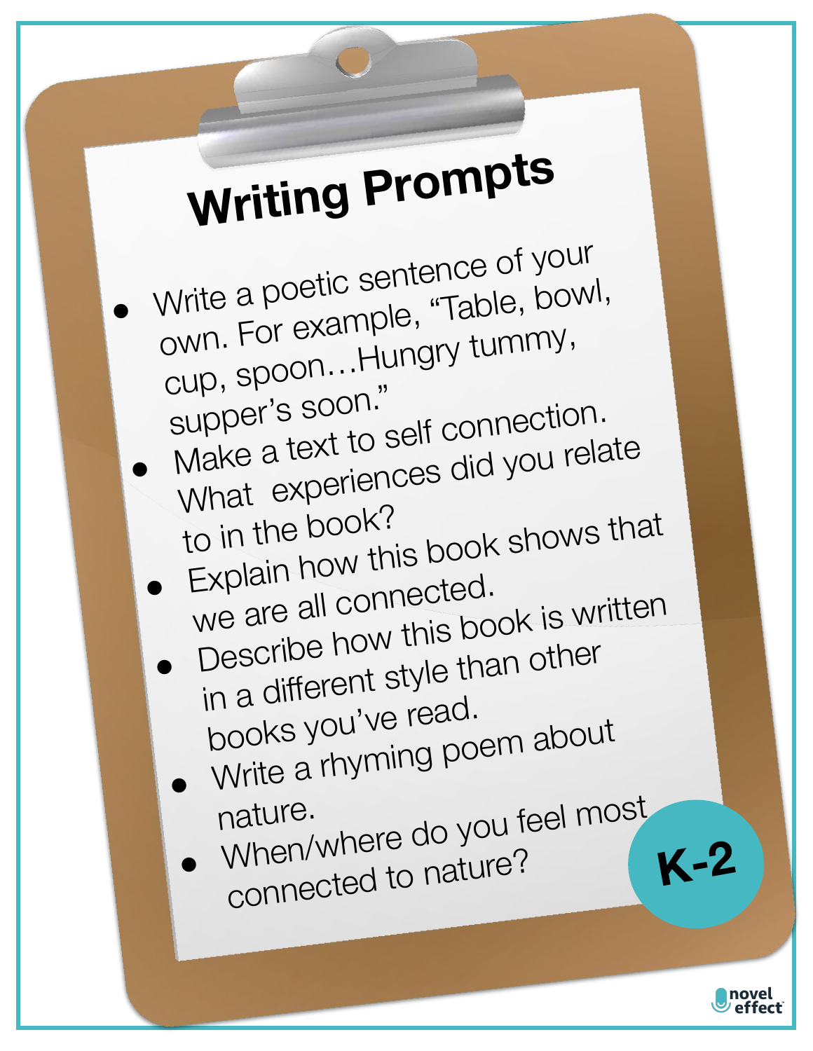# Writing Prompts

- Write a poetic sentence of your own. For example, "Table, bowl, cup, spoon…Hungry tummy, supper's soon."
- Make a text to self connection. What experiences did you relate to in the book?
- Explain how this book shows that we are all connected.
- Describe how this book is written in a different style than other books you've read.
- Write a rhyming poem about nature.
- When/where do you feel most connected to nature?

**K-2**

novel effect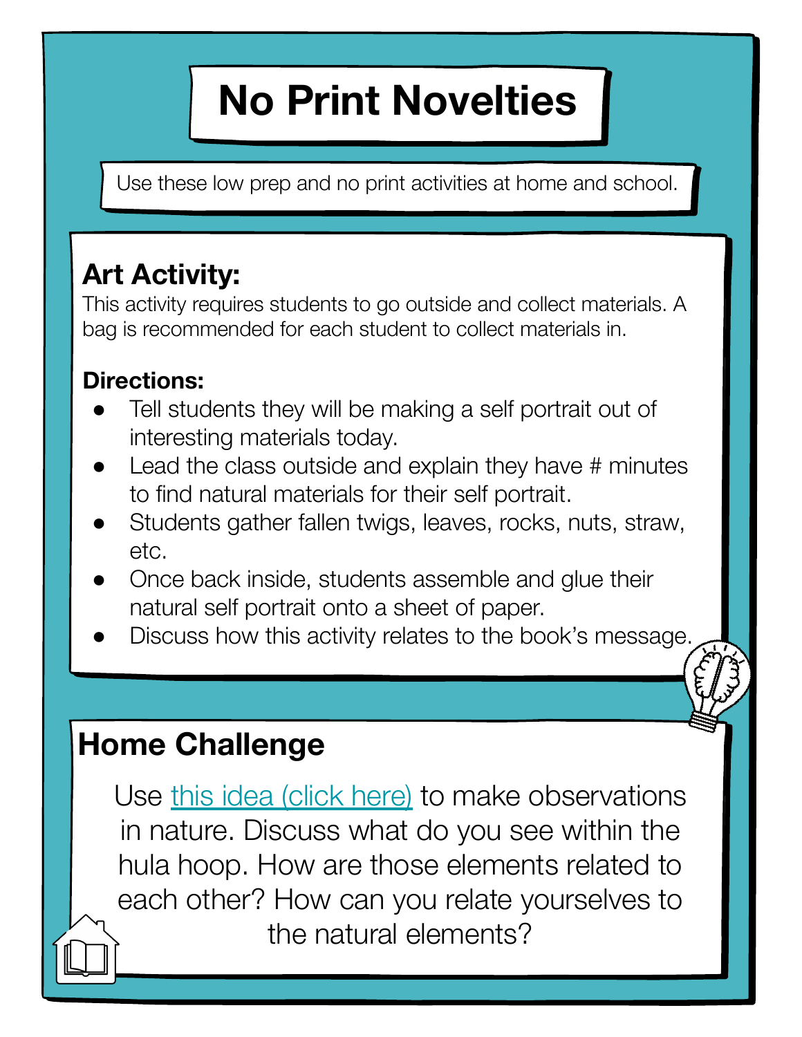# No Print Novelties

Use these low prep and no print activities at home and school.

## Art Activity:

This activity requires students to go outside and collect materials. A bag is recommended for each student to collect materials in.

**Directions:**

- Tell students they will be making a self portrait out of interesting materials today.
- Lead the class outside and explain they have # minutes to find natural materials for their self portrait.
- Students gather fallen twigs, leaves, rocks, nuts, straw, etc.
- Once back inside, students assemble and glue their natural self portrait onto a sheet of paper.
- Discuss how this activity relates to the book's message.

## Home Challenge

Use this idea (click here) to make observations in nature. Discuss what do you see within the hula hoop. How are those elements related to each other? How can you relate yourselves to the natural elements?